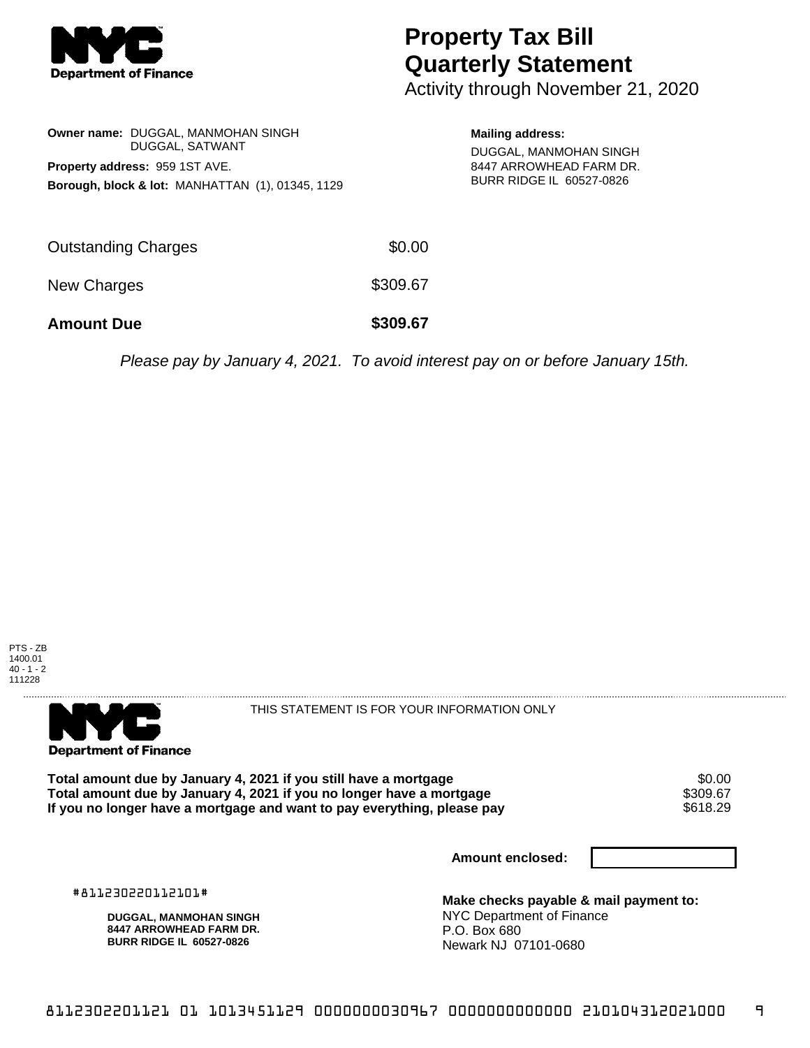# Property Tax Bill Quarterly Statement

Activity through November 21, 2020

**Owner name:** DUGGAL, MANMOHAN SINGH
DUGGAL, SATWANT

**Property address:** 959 1ST AVE.

**Borough, block & lot:** MANHATTAN (1), 01345, 1129

**Mailing address:**
DUGGAL, MANMOHAN SINGH
8447 ARROWHEAD FARM DR.
BURR RIDGE IL 60527-0826

| | |
|---|---|
| Outstanding Charges | $0.00 |
| New Charges | $309.67 |
| **Amount Due** | **$309.67** |

*Please pay by January 4, 2021. To avoid interest pay on or before January 15th.*

PTS - ZB
1400.01
40 - 1 - 2
111228

THIS STATEMENT IS FOR YOUR INFORMATION ONLY

| | |
|---|---|
| **Total amount due by January 4, 2021 if you still have a mortgage** | $0.00 |
| **Total amount due by January 4, 2021 if you no longer have a mortgage** | $309.67 |
| **If you no longer have a mortgage and want to pay everything, please pay** | $618.29 |

**Amount enclosed:**

#811230220112101#

**DUGGAL, MANMOHAN SINGH**
**8447 ARROWHEAD FARM DR.**
**BURR RIDGE IL 60527-0826**

**Make checks payable & mail payment to:**
NYC Department of Finance
P.O. Box 680
Newark NJ 07101-0680

8112302201121 01 1013451129 0000000030967 0000000000000 210104312021000 9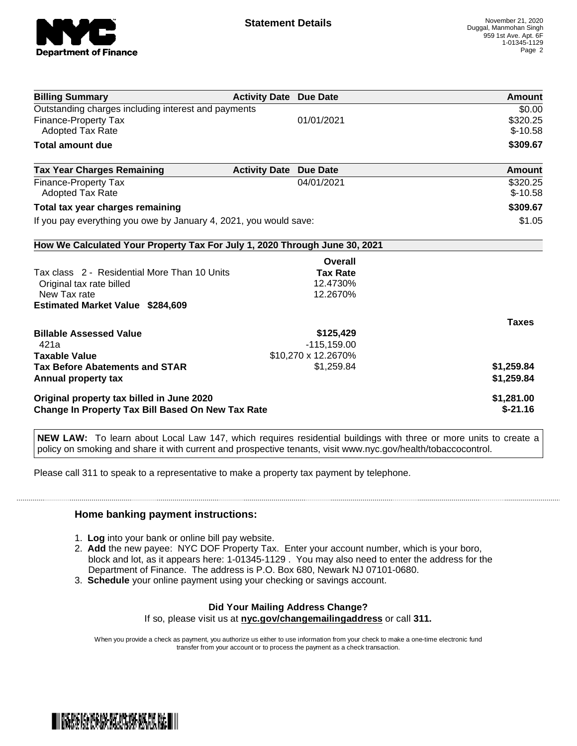# Statement Details

November 21, 2020
Duggal, Manmohan Singh
959 1st Ave. Apt. 6F
1-01345-1129

| Billing Summary | Activity Date | Due Date | Amount |
|---|---|---|---|
| Outstanding charges including interest and payments | | | $0.00 |
| Finance-Property Tax | | 01/01/2021 | $320.25 |
| Adopted Tax Rate | | | $-10.58 |
| **Total amount due** | | | **$309.67** |

| Tax Year Charges Remaining | Activity Date | Due Date | Amount |
|---|---|---|---|
| Finance-Property Tax | | 04/01/2021 | $320.25 |
| Adopted Tax Rate | | | $-10.58 |
| **Total tax year charges remaining** | | | **$309.67** |
| If you pay everything you owe by January 4, 2021, you would save: | | | $1.05 |

## How We Calculated Your Property Tax For July 1, 2020 Through June 30, 2021

| | Overall Tax Rate | |
|---|---|---|
| Tax class 2 - Residential More Than 10 Units | | |
| Original tax rate billed | 12.4730% | |
| New Tax rate | 12.2670% | |
| **Estimated Market Value $284,609** | | |
| | | **Taxes** |
| **Billable Assessed Value** | **$125,429** | |
| 421a | -115,159.00 | |
| **Taxable Value** | $10,270 x 12.2670% | |
| **Tax Before Abatements and STAR** | $1,259.84 | **$1,259.84** |
| **Annual property tax** | | **$1,259.84** |
| **Original property tax billed in June 2020** | | **$1,281.00** |
| **Change In Property Tax Bill Based On New Tax Rate** | | **$-21.16** |

**NEW LAW:** To learn about Local Law 147, which requires residential buildings with three or more units to create a policy on smoking and share it with current and prospective tenants, visit www.nyc.gov/health/tobaccocontrol.

Please call 311 to speak to a representative to make a property tax payment by telephone.

### Home banking payment instructions:

1. **Log** into your bank or online bill pay website.
2. **Add** the new payee: NYC DOF Property Tax. Enter your account number, which is your boro, block and lot, as it appears here: 1-01345-1129 . You may also need to enter the address for the Department of Finance. The address is P.O. Box 680, Newark NJ 07101-0680.
3. **Schedule** your online payment using your checking or savings account.

**Did Your Mailing Address Change?**
If so, please visit us at **nyc.gov/changemailingaddress** or call **311.**

When you provide a check as payment, you authorize us either to use information from your check to make a one-time electronic fund transfer from your account or to process the payment as a check transaction.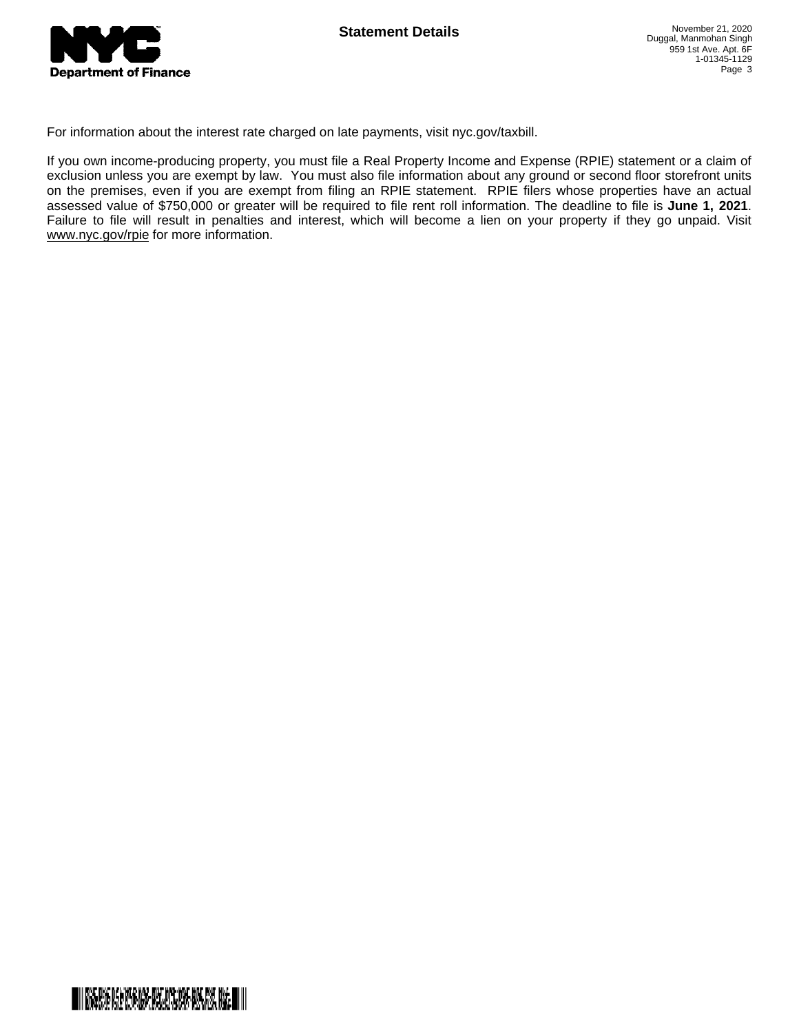For information about the interest rate charged on late payments, visit nyc.gov/taxbill.

If you own income-producing property, you must file a Real Property Income and Expense (RPIE) statement or a claim of exclusion unless you are exempt by law. You must also file information about any ground or second floor storefront units on the premises, even if you are exempt from filing an RPIE statement. RPIE filers whose properties have an actual assessed value of $750,000 or greater will be required to file rent roll information. The deadline to file is **June 1, 2021**. Failure to file will result in penalties and interest, which will become a lien on your property if they go unpaid. Visit www.nyc.gov/rpie for more information.